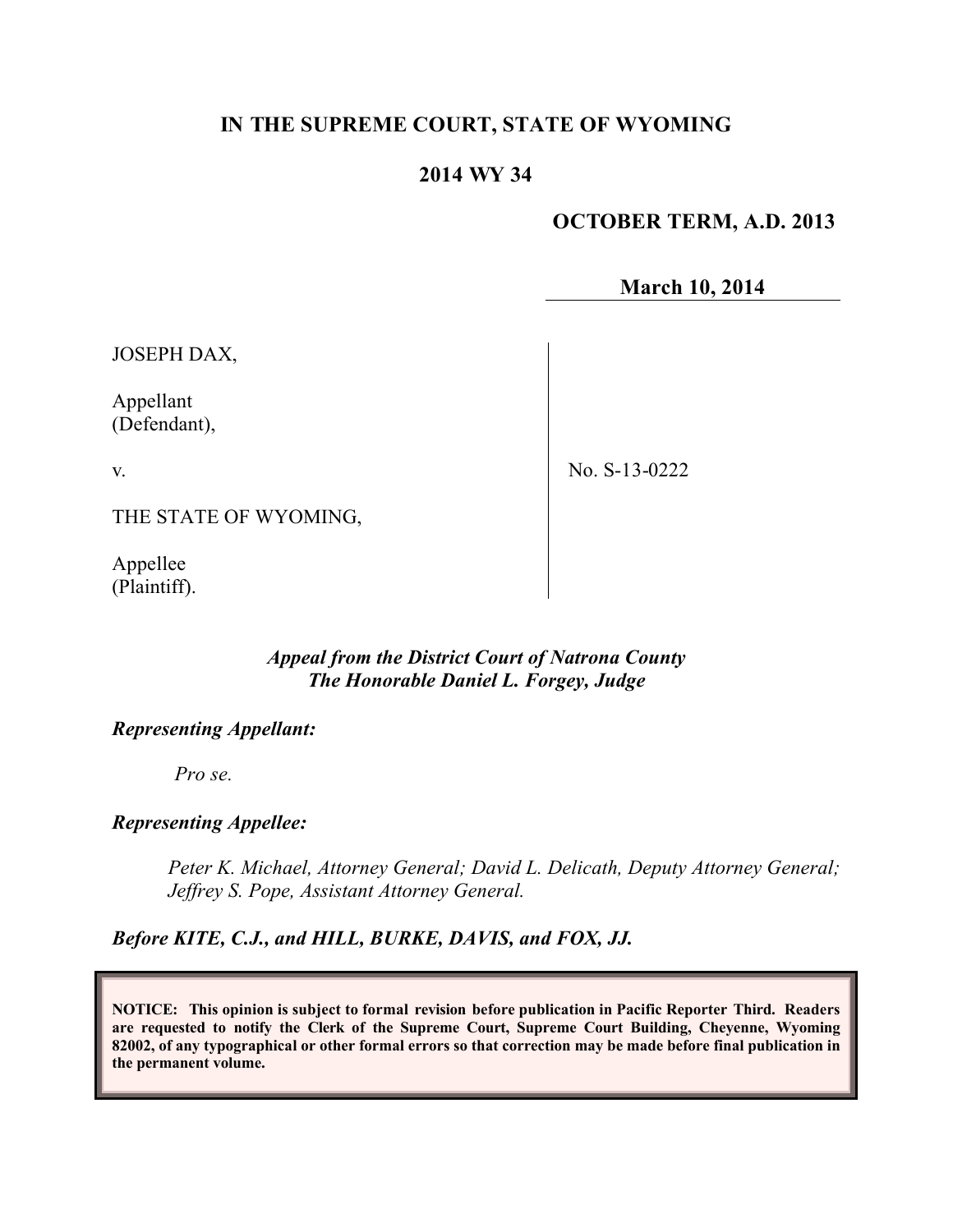**IN THE SUPREME COURT, STATE OF WYOMING**

**2014 WY 34**

**OCTOBER TERM, A.D. 2013**

**March 10, 2014**

| | |
|---|---|
| JOSEPH DAX,<br><br>Appellant<br>(Defendant),<br><br>v.<br><br>THE STATE OF WYOMING,<br><br>Appellee<br>(Plaintiff). | No. S-13-0222 |

***Appeal from the District Court of Natrona County***
***The Honorable Daniel L. Forgey, Judge***

***Representing Appellant:***

*Pro se.*

***Representing Appellee:***

*Peter K. Michael, Attorney General; David L. Delicath, Deputy Attorney General; Jeffrey S. Pope, Assistant Attorney General.*

***Before KITE, C.J., and HILL, BURKE, DAVIS, and FOX, JJ.***

**NOTICE: This opinion is subject to formal revision before publication in Pacific Reporter Third. Readers are requested to notify the Clerk of the Supreme Court, Supreme Court Building, Cheyenne, Wyoming 82002, of any typographical or other formal errors so that correction may be made before final publication in the permanent volume.**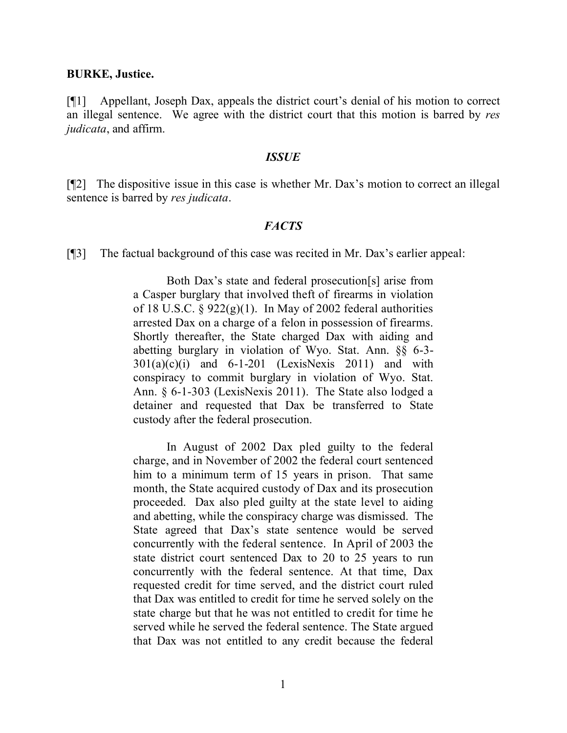**BURKE, Justice.**

[¶1] Appellant, Joseph Dax, appeals the district court's denial of his motion to correct an illegal sentence. We agree with the district court that this motion is barred by *res judicata*, and affirm.

### *ISSUE*

[¶2] The dispositive issue in this case is whether Mr. Dax's motion to correct an illegal sentence is barred by *res judicata*.

### *FACTS*

[¶3] The factual background of this case was recited in Mr. Dax's earlier appeal:

> Both Dax's state and federal prosecution[s] arise from a Casper burglary that involved theft of firearms in violation of 18 U.S.C. § 922(g)(1). In May of 2002 federal authorities arrested Dax on a charge of a felon in possession of firearms. Shortly thereafter, the State charged Dax with aiding and abetting burglary in violation of Wyo. Stat. Ann. §§ 6-3-301(a)(c)(i) and 6-1-201 (LexisNexis 2011) and with conspiracy to commit burglary in violation of Wyo. Stat. Ann. § 6-1-303 (LexisNexis 2011). The State also lodged a detainer and requested that Dax be transferred to State custody after the federal prosecution.
>
> In August of 2002 Dax pled guilty to the federal charge, and in November of 2002 the federal court sentenced him to a minimum term of 15 years in prison. That same month, the State acquired custody of Dax and its prosecution proceeded. Dax also pled guilty at the state level to aiding and abetting, while the conspiracy charge was dismissed. The State agreed that Dax's state sentence would be served concurrently with the federal sentence. In April of 2003 the state district court sentenced Dax to 20 to 25 years to run concurrently with the federal sentence. At that time, Dax requested credit for time served, and the district court ruled that Dax was entitled to credit for time he served solely on the state charge but that he was not entitled to credit for time he served while he served the federal sentence. The State argued that Dax was not entitled to any credit because the federal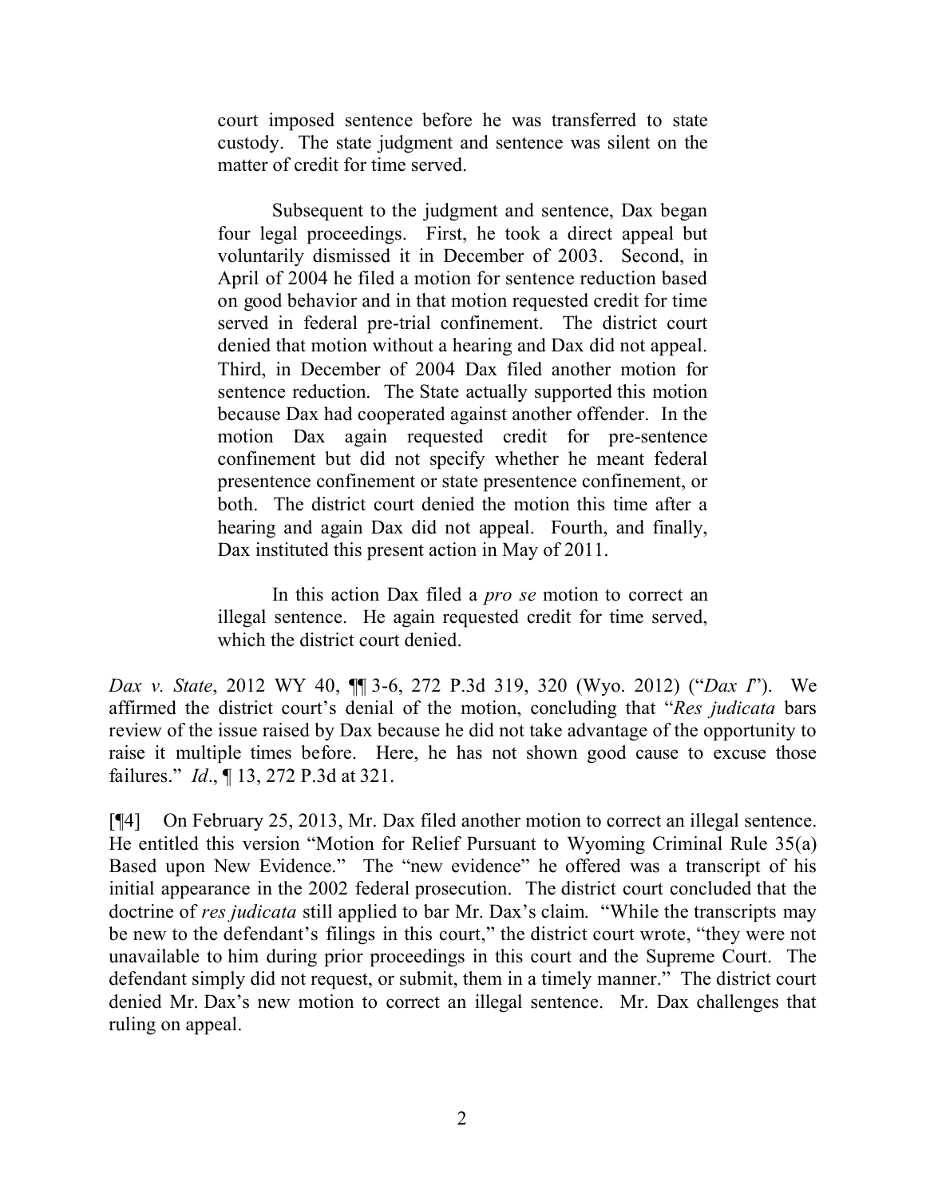> court imposed sentence before he was transferred to state custody. The state judgment and sentence was silent on the matter of credit for time served.
>
> Subsequent to the judgment and sentence, Dax began four legal proceedings. First, he took a direct appeal but voluntarily dismissed it in December of 2003. Second, in April of 2004 he filed a motion for sentence reduction based on good behavior and in that motion requested credit for time served in federal pre-trial confinement. The district court denied that motion without a hearing and Dax did not appeal. Third, in December of 2004 Dax filed another motion for sentence reduction. The State actually supported this motion because Dax had cooperated against another offender. In the motion Dax again requested credit for pre-sentence confinement but did not specify whether he meant federal presentence confinement or state presentence confinement, or both. The district court denied the motion this time after a hearing and again Dax did not appeal. Fourth, and finally, Dax instituted this present action in May of 2011.
>
> In this action Dax filed a *pro se* motion to correct an illegal sentence. He again requested credit for time served, which the district court denied.

*Dax v. State*, 2012 WY 40, ¶¶ 3-6, 272 P.3d 319, 320 (Wyo. 2012) ("*Dax I*"). We affirmed the district court's denial of the motion, concluding that "*Res judicata* bars review of the issue raised by Dax because he did not take advantage of the opportunity to raise it multiple times before. Here, he has not shown good cause to excuse those failures." *Id*., ¶ 13, 272 P.3d at 321.

[¶4] On February 25, 2013, Mr. Dax filed another motion to correct an illegal sentence. He entitled this version "Motion for Relief Pursuant to Wyoming Criminal Rule 35(a) Based upon New Evidence." The "new evidence" he offered was a transcript of his initial appearance in the 2002 federal prosecution. The district court concluded that the doctrine of *res judicata* still applied to bar Mr. Dax's claim. "While the transcripts may be new to the defendant's filings in this court," the district court wrote, "they were not unavailable to him during prior proceedings in this court and the Supreme Court. The defendant simply did not request, or submit, them in a timely manner." The district court denied Mr. Dax's new motion to correct an illegal sentence. Mr. Dax challenges that ruling on appeal.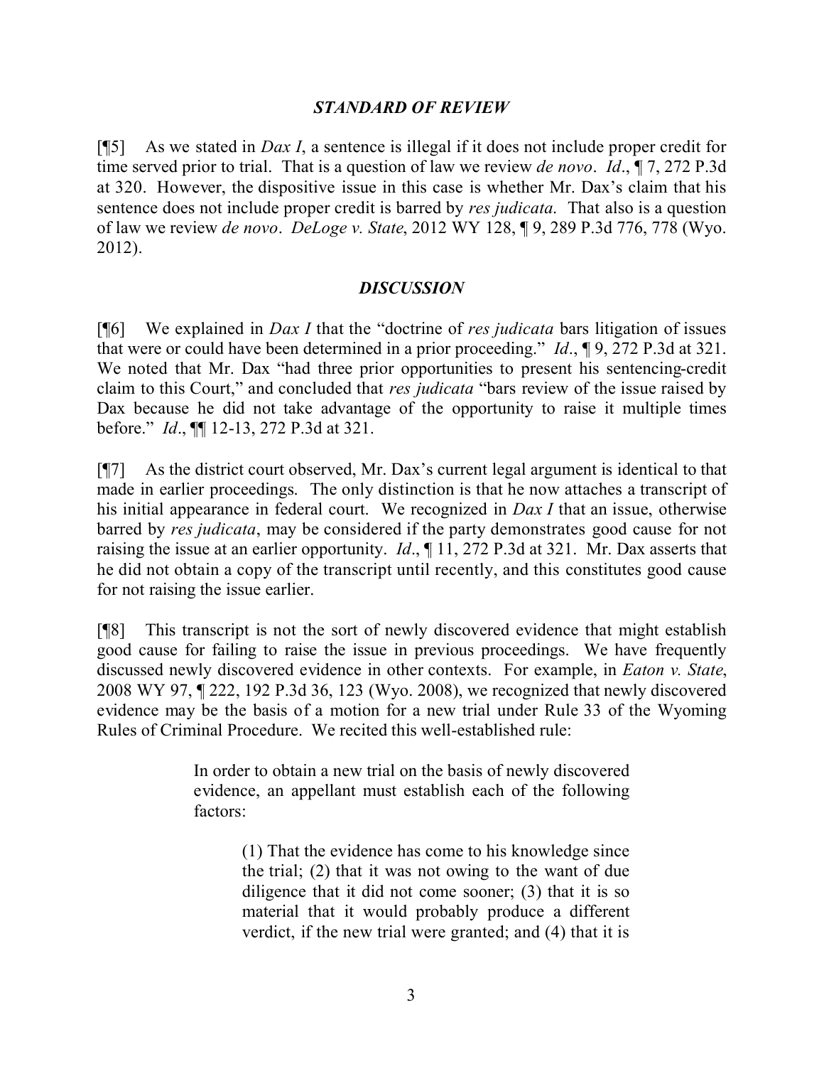### *STANDARD OF REVIEW*

[¶5] As we stated in *Dax I*, a sentence is illegal if it does not include proper credit for time served prior to trial. That is a question of law we review *de novo*. *Id*., ¶ 7, 272 P.3d at 320. However, the dispositive issue in this case is whether Mr. Dax's claim that his sentence does not include proper credit is barred by *res judicata*. That also is a question of law we review *de novo*. *DeLoge v. State*, 2012 WY 128, ¶ 9, 289 P.3d 776, 778 (Wyo. 2012).

### *DISCUSSION*

[¶6] We explained in *Dax I* that the "doctrine of *res judicata* bars litigation of issues that were or could have been determined in a prior proceeding." *Id*., ¶ 9, 272 P.3d at 321. We noted that Mr. Dax "had three prior opportunities to present his sentencing-credit claim to this Court," and concluded that *res judicata* "bars review of the issue raised by Dax because he did not take advantage of the opportunity to raise it multiple times before." *Id*., ¶¶ 12-13, 272 P.3d at 321.

[¶7] As the district court observed, Mr. Dax's current legal argument is identical to that made in earlier proceedings. The only distinction is that he now attaches a transcript of his initial appearance in federal court. We recognized in *Dax I* that an issue, otherwise barred by *res judicata*, may be considered if the party demonstrates good cause for not raising the issue at an earlier opportunity. *Id*., ¶ 11, 272 P.3d at 321. Mr. Dax asserts that he did not obtain a copy of the transcript until recently, and this constitutes good cause for not raising the issue earlier.

[¶8] This transcript is not the sort of newly discovered evidence that might establish good cause for failing to raise the issue in previous proceedings. We have frequently discussed newly discovered evidence in other contexts. For example, in *Eaton v. State*, 2008 WY 97, ¶ 222, 192 P.3d 36, 123 (Wyo. 2008), we recognized that newly discovered evidence may be the basis of a motion for a new trial under Rule 33 of the Wyoming Rules of Criminal Procedure. We recited this well-established rule:

> In order to obtain a new trial on the basis of newly discovered evidence, an appellant must establish each of the following factors:
>
> > (1) That the evidence has come to his knowledge since the trial; (2) that it was not owing to the want of due diligence that it did not come sooner; (3) that it is so material that it would probably produce a different verdict, if the new trial were granted; and (4) that it is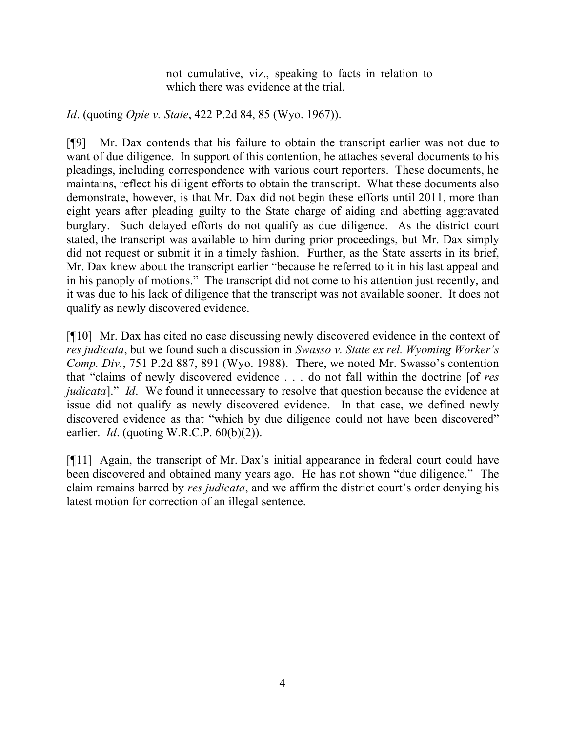> not cumulative, viz., speaking to facts in relation to which there was evidence at the trial.

*Id*. (quoting *Opie v. State*, 422 P.2d 84, 85 (Wyo. 1967)).

[¶9] Mr. Dax contends that his failure to obtain the transcript earlier was not due to want of due diligence. In support of this contention, he attaches several documents to his pleadings, including correspondence with various court reporters. These documents, he maintains, reflect his diligent efforts to obtain the transcript. What these documents also demonstrate, however, is that Mr. Dax did not begin these efforts until 2011, more than eight years after pleading guilty to the State charge of aiding and abetting aggravated burglary. Such delayed efforts do not qualify as due diligence. As the district court stated, the transcript was available to him during prior proceedings, but Mr. Dax simply did not request or submit it in a timely fashion. Further, as the State asserts in its brief, Mr. Dax knew about the transcript earlier "because he referred to it in his last appeal and in his panoply of motions." The transcript did not come to his attention just recently, and it was due to his lack of diligence that the transcript was not available sooner. It does not qualify as newly discovered evidence.

[¶10] Mr. Dax has cited no case discussing newly discovered evidence in the context of *res judicata*, but we found such a discussion in *Swasso v. State ex rel. Wyoming Worker's Comp. Div.*, 751 P.2d 887, 891 (Wyo. 1988). There, we noted Mr. Swasso's contention that "claims of newly discovered evidence . . . do not fall within the doctrine [of *res judicata*]." *Id*. We found it unnecessary to resolve that question because the evidence at issue did not qualify as newly discovered evidence. In that case, we defined newly discovered evidence as that "which by due diligence could not have been discovered" earlier. *Id*. (quoting W.R.C.P. 60(b)(2)).

[¶11] Again, the transcript of Mr. Dax's initial appearance in federal court could have been discovered and obtained many years ago. He has not shown "due diligence." The claim remains barred by *res judicata*, and we affirm the district court's order denying his latest motion for correction of an illegal sentence.